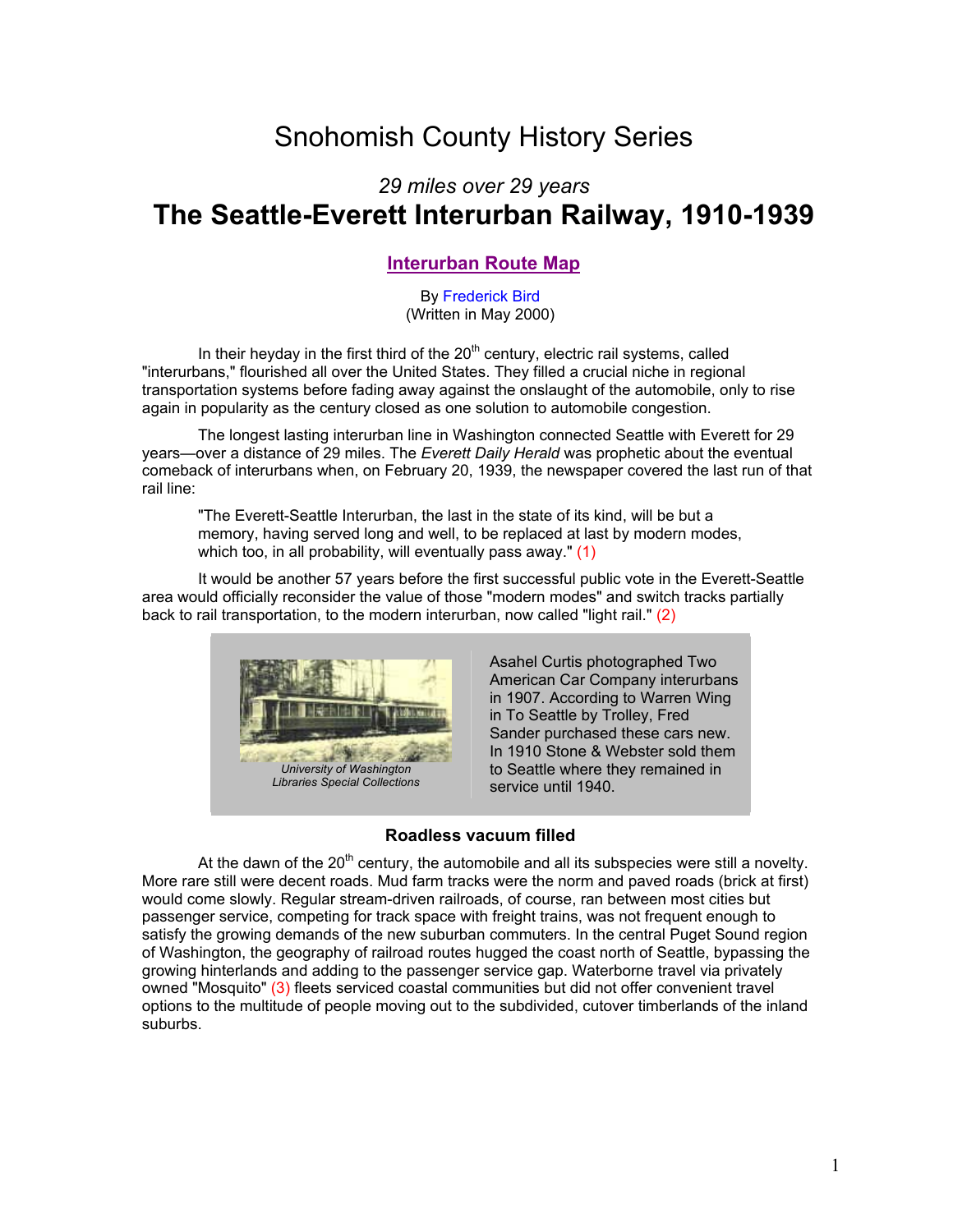# Snohomish County History Series

*29 miles over 29 years*

## The Seattle-Everett Interurban Railway, 1910-1939

**Interurban Route Map**

By Frederick Bird
(Written in May 2000)

In their heyday in the first third of the 20th century, electric rail systems, called "interurbans," flourished all over the United States. They filled a crucial niche in regional transportation systems before fading away against the onslaught of the automobile, only to rise again in popularity as the century closed as one solution to automobile congestion.

The longest lasting interurban line in Washington connected Seattle with Everett for 29 years—over a distance of 29 miles. The *Everett Daily Herald* was prophetic about the eventual comeback of interurbans when, on February 20, 1939, the newspaper covered the last run of that rail line:

> "The Everett-Seattle Interurban, the last in the state of its kind, will be but a memory, having served long and well, to be replaced at last by modern modes, which too, in all probability, will eventually pass away." (1)

It would be another 57 years before the first successful public vote in the Everett-Seattle area would officially reconsider the value of those "modern modes" and switch tracks partially back to rail transportation, to the modern interurban, now called "light rail." (2)

*University of Washington Libraries Special Collections*

Asahel Curtis photographed Two American Car Company interurbans in 1907. According to Warren Wing in To Seattle by Trolley, Fred Sander purchased these cars new. In 1910 Stone & Webster sold them to Seattle where they remained in service until 1940.

### Roadless vacuum filled

At the dawn of the 20th century, the automobile and all its subspecies were still a novelty. More rare still were decent roads. Mud farm tracks were the norm and paved roads (brick at first) would come slowly. Regular stream-driven railroads, of course, ran between most cities but passenger service, competing for track space with freight trains, was not frequent enough to satisfy the growing demands of the new suburban commuters. In the central Puget Sound region of Washington, the geography of railroad routes hugged the coast north of Seattle, bypassing the growing hinterlands and adding to the passenger service gap. Waterborne travel via privately owned "Mosquito" (3) fleets serviced coastal communities but did not offer convenient travel options to the multitude of people moving out to the subdivided, cutover timberlands of the inland suburbs.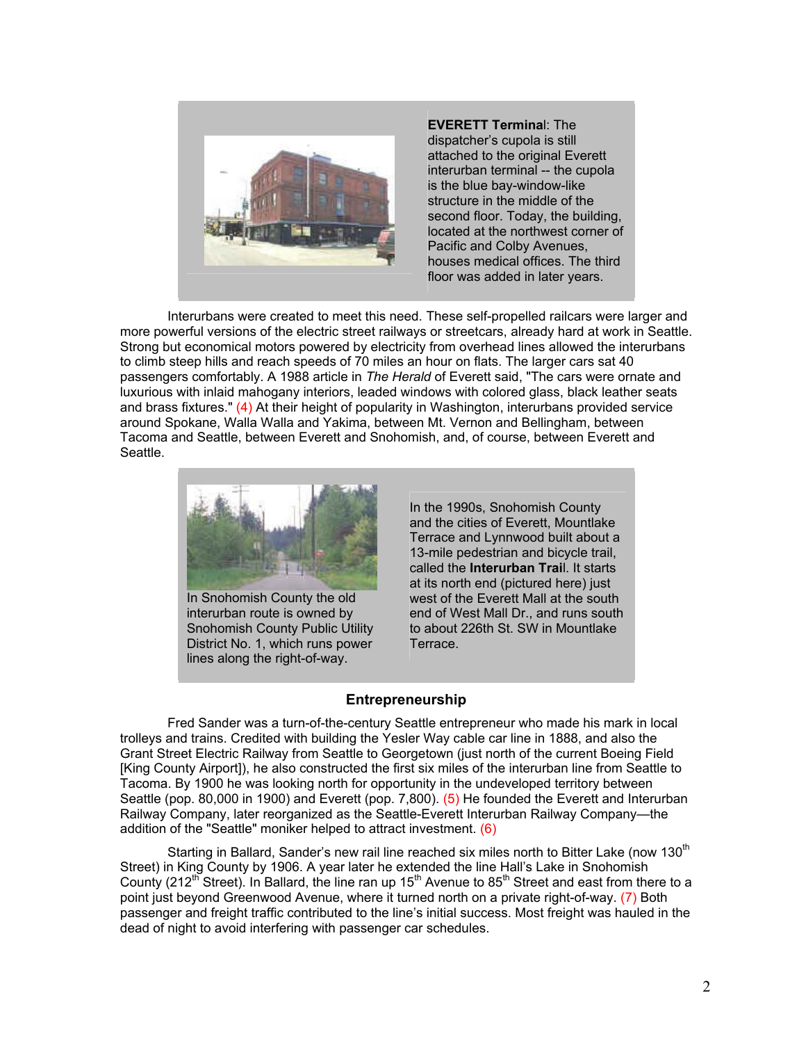**EVERETT Terminal**: The dispatcher's cupola is still attached to the original Everett interurban terminal -- the cupola is the blue bay-window-like structure in the middle of the second floor. Today, the building, located at the northwest corner of Pacific and Colby Avenues, houses medical offices. The third floor was added in later years.

Interurbans were created to meet this need. These self-propelled railcars were larger and more powerful versions of the electric street railways or streetcars, already hard at work in Seattle. Strong but economical motors powered by electricity from overhead lines allowed the interurbans to climb steep hills and reach speeds of 70 miles an hour on flats. The larger cars sat 40 passengers comfortably. A 1988 article in *The Herald* of Everett said, "The cars were ornate and luxurious with inlaid mahogany interiors, leaded windows with colored glass, black leather seats and brass fixtures." (4) At their height of popularity in Washington, interurbans provided service around Spokane, Walla Walla and Yakima, between Mt. Vernon and Bellingham, between Tacoma and Seattle, between Everett and Snohomish, and, of course, between Everett and Seattle.

In Snohomish County the old interurban route is owned by Snohomish County Public Utility District No. 1, which runs power lines along the right-of-way.

In the 1990s, Snohomish County and the cities of Everett, Mountlake Terrace and Lynnwood built about a 13-mile pedestrian and bicycle trail, called the **Interurban Trail**. It starts at its north end (pictured here) just west of the Everett Mall at the south end of West Mall Dr., and runs south to about 226th St. SW in Mountlake Terrace.

### Entrepreneurship

Fred Sander was a turn-of-the-century Seattle entrepreneur who made his mark in local trolleys and trains. Credited with building the Yesler Way cable car line in 1888, and also the Grant Street Electric Railway from Seattle to Georgetown (just north of the current Boeing Field [King County Airport]), he also constructed the first six miles of the interurban line from Seattle to Tacoma. By 1900 he was looking north for opportunity in the undeveloped territory between Seattle (pop. 80,000 in 1900) and Everett (pop. 7,800). (5) He founded the Everett and Interurban Railway Company, later reorganized as the Seattle-Everett Interurban Railway Company—the addition of the "Seattle" moniker helped to attract investment. (6)

Starting in Ballard, Sander's new rail line reached six miles north to Bitter Lake (now 130th Street) in King County by 1906. A year later he extended the line Hall's Lake in Snohomish County (212th Street). In Ballard, the line ran up 15th Avenue to 85th Street and east from there to a point just beyond Greenwood Avenue, where it turned north on a private right-of-way. (7) Both passenger and freight traffic contributed to the line's initial success. Most freight was hauled in the dead of night to avoid interfering with passenger car schedules.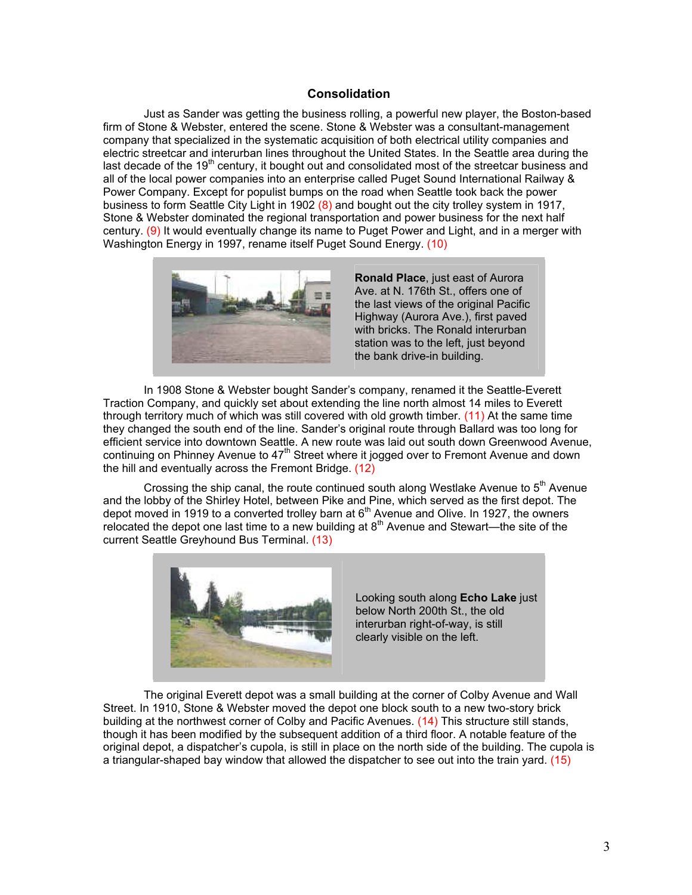## Consolidation

Just as Sander was getting the business rolling, a powerful new player, the Boston-based firm of Stone & Webster, entered the scene. Stone & Webster was a consultant-management company that specialized in the systematic acquisition of both electrical utility companies and electric streetcar and interurban lines throughout the United States. In the Seattle area during the last decade of the 19th century, it bought out and consolidated most of the streetcar business and all of the local power companies into an enterprise called Puget Sound International Railway & Power Company. Except for populist bumps on the road when Seattle took back the power business to form Seattle City Light in 1902 (8) and bought out the city trolley system in 1917, Stone & Webster dominated the regional transportation and power business for the next half century. (9) It would eventually change its name to Puget Power and Light, and in a merger with Washington Energy in 1997, rename itself Puget Sound Energy. (10)

**Ronald Place**, just east of Aurora Ave. at N. 176th St., offers one of the last views of the original Pacific Highway (Aurora Ave.), first paved with bricks. The Ronald interurban station was to the left, just beyond the bank drive-in building.

In 1908 Stone & Webster bought Sander's company, renamed it the Seattle-Everett Traction Company, and quickly set about extending the line north almost 14 miles to Everett through territory much of which was still covered with old growth timber. (11) At the same time they changed the south end of the line. Sander's original route through Ballard was too long for efficient service into downtown Seattle. A new route was laid out south down Greenwood Avenue, continuing on Phinney Avenue to 47th Street where it jogged over to Fremont Avenue and down the hill and eventually across the Fremont Bridge. (12)

Crossing the ship canal, the route continued south along Westlake Avenue to 5th Avenue and the lobby of the Shirley Hotel, between Pike and Pine, which served as the first depot. The depot moved in 1919 to a converted trolley barn at 6th Avenue and Olive. In 1927, the owners relocated the depot one last time to a new building at 8th Avenue and Stewart—the site of the current Seattle Greyhound Bus Terminal. (13)

Looking south along **Echo Lake** just below North 200th St., the old interurban right-of-way, is still clearly visible on the left.

The original Everett depot was a small building at the corner of Colby Avenue and Wall Street. In 1910, Stone & Webster moved the depot one block south to a new two-story brick building at the northwest corner of Colby and Pacific Avenues. (14) This structure still stands, though it has been modified by the subsequent addition of a third floor. A notable feature of the original depot, a dispatcher's cupola, is still in place on the north side of the building. The cupola is a triangular-shaped bay window that allowed the dispatcher to see out into the train yard. (15)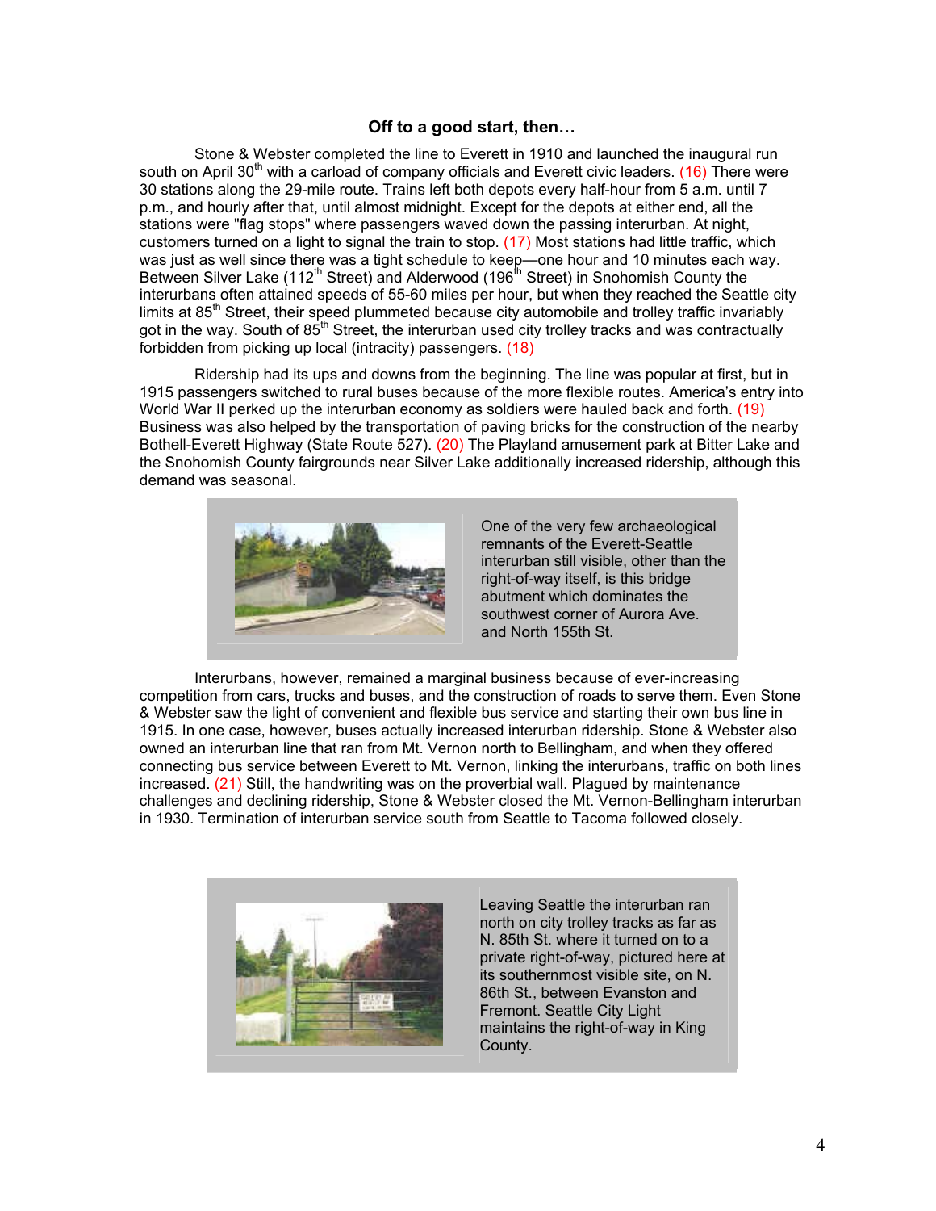### Off to a good start, then…

Stone & Webster completed the line to Everett in 1910 and launched the inaugural run south on April 30th with a carload of company officials and Everett civic leaders. (16) There were 30 stations along the 29-mile route. Trains left both depots every half-hour from 5 a.m. until 7 p.m., and hourly after that, until almost midnight. Except for the depots at either end, all the stations were "flag stops" where passengers waved down the passing interurban. At night, customers turned on a light to signal the train to stop. (17) Most stations had little traffic, which was just as well since there was a tight schedule to keep—one hour and 10 minutes each way. Between Silver Lake (112th Street) and Alderwood (196th Street) in Snohomish County the interurbans often attained speeds of 55-60 miles per hour, but when they reached the Seattle city limits at 85th Street, their speed plummeted because city automobile and trolley traffic invariably got in the way. South of 85th Street, the interurban used city trolley tracks and was contractually forbidden from picking up local (intracity) passengers. (18)

Ridership had its ups and downs from the beginning. The line was popular at first, but in 1915 passengers switched to rural buses because of the more flexible routes. America's entry into World War II perked up the interurban economy as soldiers were hauled back and forth. (19) Business was also helped by the transportation of paving bricks for the construction of the nearby Bothell-Everett Highway (State Route 527). (20) The Playland amusement park at Bitter Lake and the Snohomish County fairgrounds near Silver Lake additionally increased ridership, although this demand was seasonal.

One of the very few archaeological remnants of the Everett-Seattle interurban still visible, other than the right-of-way itself, is this bridge abutment which dominates the southwest corner of Aurora Ave. and North 155th St.

Interurbans, however, remained a marginal business because of ever-increasing competition from cars, trucks and buses, and the construction of roads to serve them. Even Stone & Webster saw the light of convenient and flexible bus service and starting their own bus line in 1915. In one case, however, buses actually increased interurban ridership. Stone & Webster also owned an interurban line that ran from Mt. Vernon north to Bellingham, and when they offered connecting bus service between Everett to Mt. Vernon, linking the interurbans, traffic on both lines increased. (21) Still, the handwriting was on the proverbial wall. Plagued by maintenance challenges and declining ridership, Stone & Webster closed the Mt. Vernon-Bellingham interurban in 1930. Termination of interurban service south from Seattle to Tacoma followed closely.

Leaving Seattle the interurban ran north on city trolley tracks as far as N. 85th St. where it turned on to a private right-of-way, pictured here at its southernmost visible site, on N. 86th St., between Evanston and Fremont. Seattle City Light maintains the right-of-way in King County.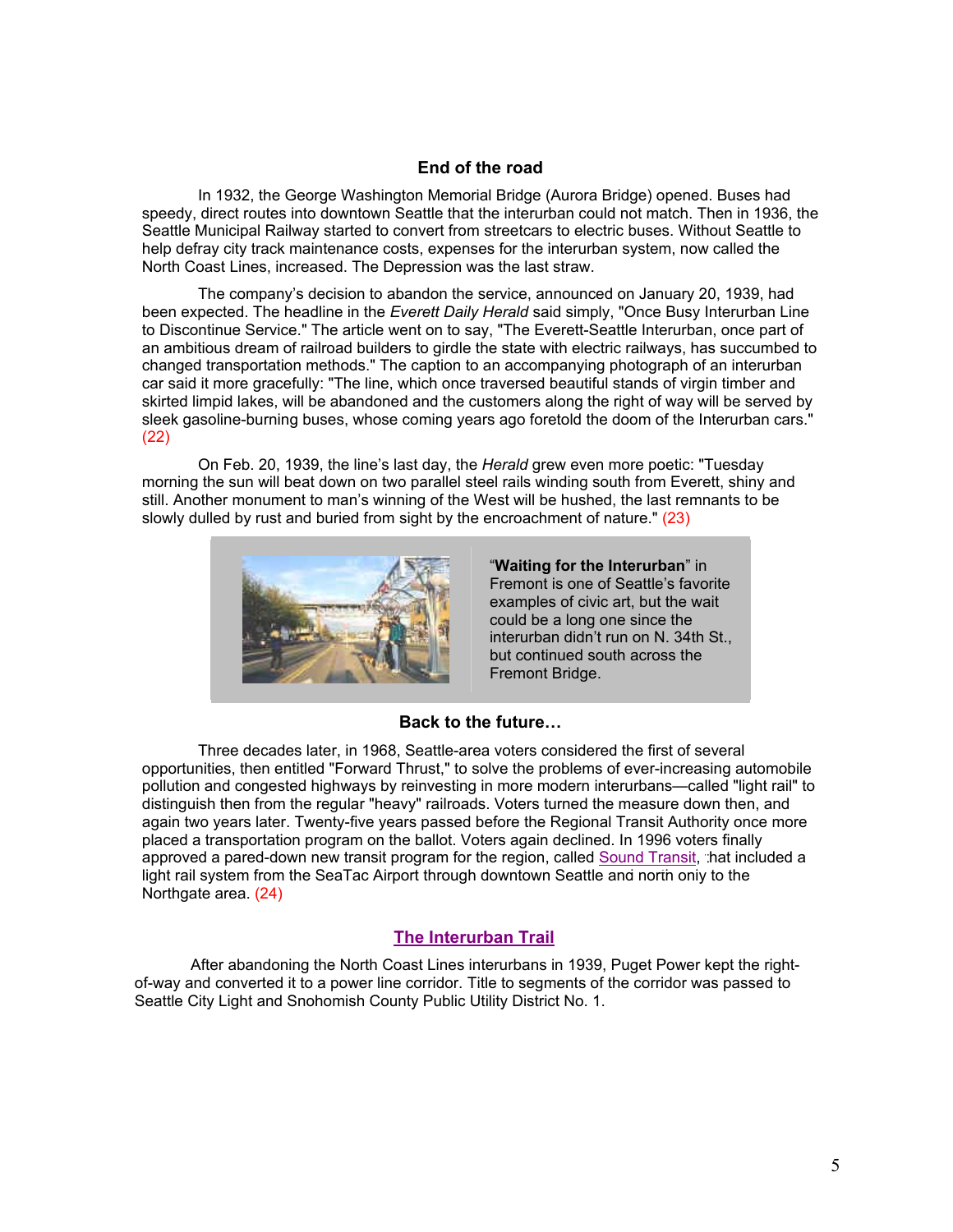## End of the road

In 1932, the George Washington Memorial Bridge (Aurora Bridge) opened. Buses had speedy, direct routes into downtown Seattle that the interurban could not match. Then in 1936, the Seattle Municipal Railway started to convert from streetcars to electric buses. Without Seattle to help defray city track maintenance costs, expenses for the interurban system, now called the North Coast Lines, increased. The Depression was the last straw.

The company's decision to abandon the service, announced on January 20, 1939, had been expected. The headline in the *Everett Daily Herald* said simply, "Once Busy Interurban Line to Discontinue Service." The article went on to say, "The Everett-Seattle Interurban, once part of an ambitious dream of railroad builders to girdle the state with electric railways, has succumbed to changed transportation methods." The caption to an accompanying photograph of an interurban car said it more gracefully: "The line, which once traversed beautiful stands of virgin timber and skirted limpid lakes, will be abandoned and the customers along the right of way will be served by sleek gasoline-burning buses, whose coming years ago foretold the doom of the Interurban cars." (22)

On Feb. 20, 1939, the line's last day, the *Herald* grew even more poetic: "Tuesday morning the sun will beat down on two parallel steel rails winding south from Everett, shiny and still. Another monument to man's winning of the West will be hushed, the last remnants to be slowly dulled by rust and buried from sight by the encroachment of nature." (23)

"**Waiting for the Interurban**" in Fremont is one of Seattle's favorite examples of civic art, but the wait could be a long one since the interurban didn't run on N. 34th St., but continued south across the Fremont Bridge.

## Back to the future…

Three decades later, in 1968, Seattle-area voters considered the first of several opportunities, then entitled "Forward Thrust," to solve the problems of ever-increasing automobile pollution and congested highways by reinvesting in more modern interurbans—called "light rail" to distinguish then from the regular "heavy" railroads. Voters turned the measure down then, and again two years later. Twenty-five years passed before the Regional Transit Authority once more placed a transportation program on the ballot. Voters again declined. In 1996 voters finally approved a pared-down new transit program for the region, called Sound Transit, that included a light rail system from the SeaTac Airport through downtown Seattle and north only to the Northgate area. (24)

## The Interurban Trail

After abandoning the North Coast Lines interurbans in 1939, Puget Power kept the right-of-way and converted it to a power line corridor. Title to segments of the corridor was passed to Seattle City Light and Snohomish County Public Utility District No. 1.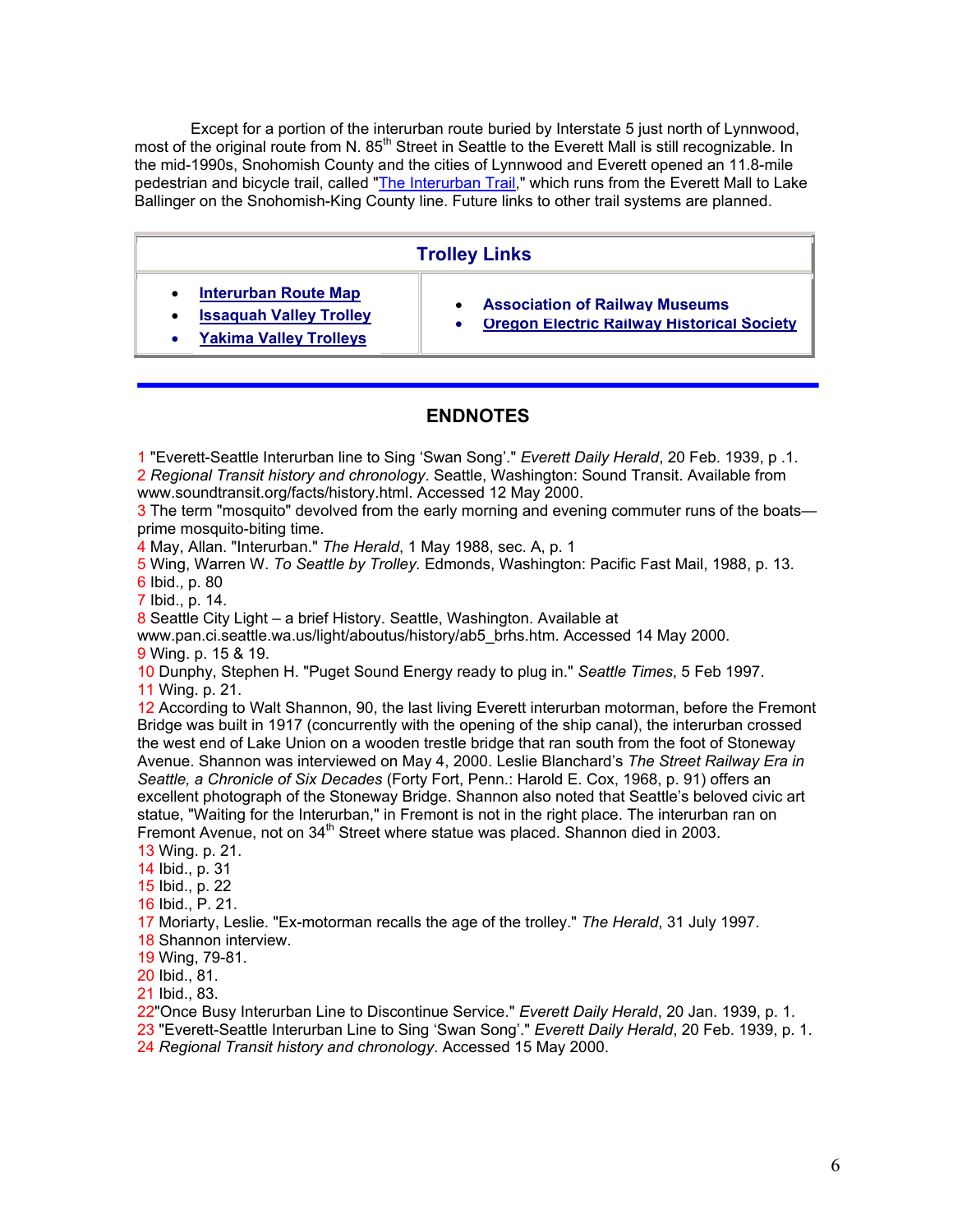Except for a portion of the interurban route buried by Interstate 5 just north of Lynnwood, most of the original route from N. 85th Street in Seattle to the Everett Mall is still recognizable. In the mid-1990s, Snohomish County and the cities of Lynnwood and Everett opened an 11.8-mile pedestrian and bicycle trail, called "The Interurban Trail," which runs from the Everett Mall to Lake Ballinger on the Snohomish-King County line. Future links to other trail systems are planned.

| **Trolley Links** | |
|---|---|
| • **Interurban Route Map**<br>• **Issaquah Valley Trolley**<br>• **Yakima Valley Trolleys** | • **Association of Railway Museums**<br>• **Oregon Electric Railway Historical Society** |

## ENDNOTES

1 "Everett-Seattle Interurban line to Sing 'Swan Song'." *Everett Daily Herald*, 20 Feb. 1939, p .1.
2 *Regional Transit history and chronology*. Seattle, Washington: Sound Transit. Available from www.soundtransit.org/facts/history.html. Accessed 12 May 2000.
3 The term "mosquito" devolved from the early morning and evening commuter runs of the boats—prime mosquito-biting time.
4 May, Allan. "Interurban." *The Herald*, 1 May 1988, sec. A, p. 1
5 Wing, Warren W. *To Seattle by Trolley*. Edmonds, Washington: Pacific Fast Mail, 1988, p. 13.
6 Ibid., p. 80
7 Ibid., p. 14.
8 Seattle City Light – a brief History. Seattle, Washington. Available at www.pan.ci.seattle.wa.us/light/aboutus/history/ab5_brhs.htm. Accessed 14 May 2000.
9 Wing. p. 15 & 19.
10 Dunphy, Stephen H. "Puget Sound Energy ready to plug in." *Seattle Times*, 5 Feb 1997.
11 Wing. p. 21.
12 According to Walt Shannon, 90, the last living Everett interurban motorman, before the Fremont Bridge was built in 1917 (concurrently with the opening of the ship canal), the interurban crossed the west end of Lake Union on a wooden trestle bridge that ran south from the foot of Stoneway Avenue. Shannon was interviewed on May 4, 2000. Leslie Blanchard's *The Street Railway Era in Seattle, a Chronicle of Six Decades* (Forty Fort, Penn.: Harold E. Cox, 1968, p. 91) offers an excellent photograph of the Stoneway Bridge. Shannon also noted that Seattle's beloved civic art statue, "Waiting for the Interurban," in Fremont is not in the right place. The interurban ran on Fremont Avenue, not on 34th Street where statue was placed. Shannon died in 2003.
13 Wing. p. 21.
14 Ibid., p. 31
15 Ibid., p. 22
16 Ibid., P. 21.
17 Moriarty, Leslie. "Ex-motorman recalls the age of the trolley." *The Herald*, 31 July 1997.
18 Shannon interview.
19 Wing, 79-81.
20 Ibid., 81.
21 Ibid., 83.
22"Once Busy Interurban Line to Discontinue Service." *Everett Daily Herald*, 20 Jan. 1939, p. 1.
23 "Everett-Seattle Interurban Line to Sing 'Swan Song'." *Everett Daily Herald*, 20 Feb. 1939, p. 1.
24 *Regional Transit history and chronology*. Accessed 15 May 2000.